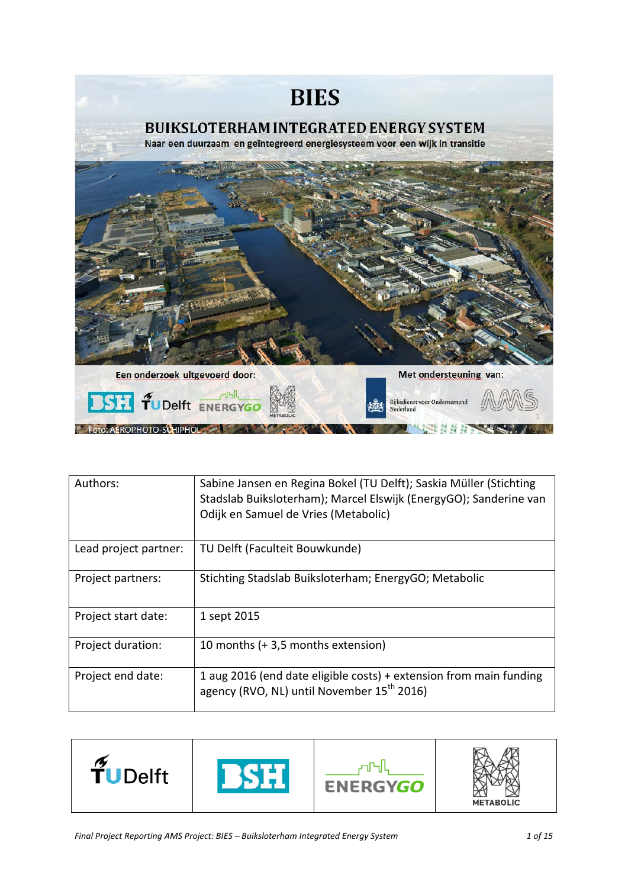# BIES

## BUIKSLOTERHAM INTEGRATED ENERGY SYSTEM

Naar een duurzaam en geïntegreerd energiesysteem voor een wijk in transitie

Een onderzoek uitgevoerd door:

Met ondersteuning van:

Foto: AEROPHOTO SCHIPHOL

| | |
|---|---|
| Authors: | Sabine Jansen en Regina Bokel (TU Delft); Saskia Müller (Stichting Stadslab Buiksloterham); Marcel Elswijk (EnergyGO); Sanderine van Odijk en Samuel de Vries (Metabolic) |
| Lead project partner: | TU Delft (Faculteit Bouwkunde) |
| Project partners: | Stichting Stadslab Buiksloterham; EnergyGO; Metabolic |
| Project start date: | 1 sept 2015 |
| Project duration: | 10 months (+ 3,5 months extension) |
| Project end date: | 1 aug 2016 (end date eligible costs) + extension from main funding agency (RVO, NL) until November 15th 2016) |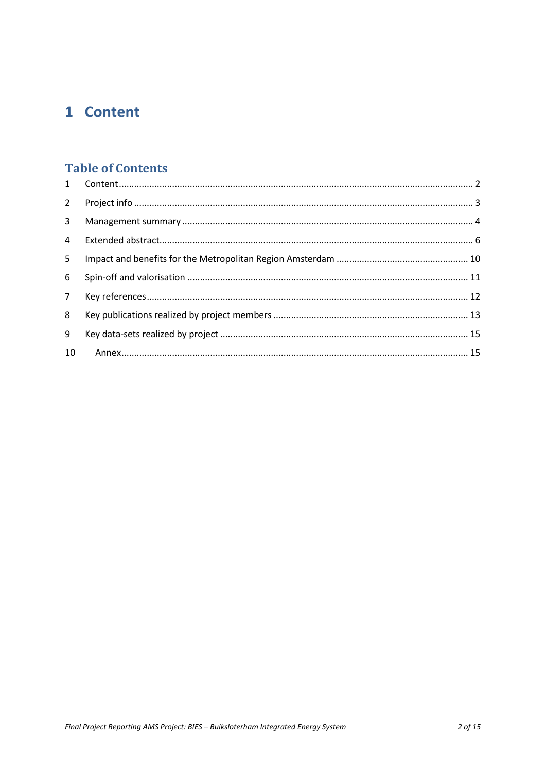# 1 Content

## Table of Contents

1 Content .......... 2
2 Project info .......... 3
3 Management summary .......... 4
4 Extended abstract .......... 6
5 Impact and benefits for the Metropolitan Region Amsterdam .......... 10
6 Spin-off and valorisation .......... 11
7 Key references .......... 12
8 Key publications realized by project members .......... 13
9 Key data-sets realized by project .......... 15
10 Annex .......... 15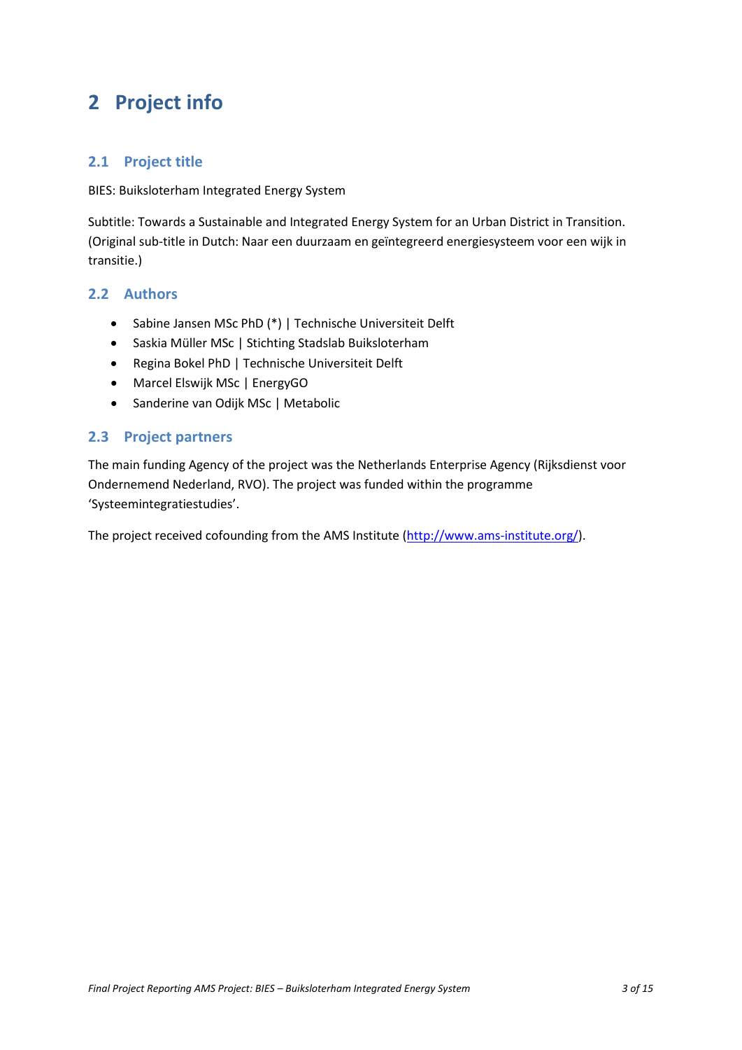# 2 Project info

## 2.1 Project title

BIES: Buiksloterham Integrated Energy System

Subtitle: Towards a Sustainable and Integrated Energy System for an Urban District in Transition. (Original sub-title in Dutch: Naar een duurzaam en geïntegreerd energiesysteem voor een wijk in transitie.)

## 2.2 Authors

- Sabine Jansen MSc PhD (*) | Technische Universiteit Delft
- Saskia Müller MSc | Stichting Stadslab Buiksloterham
- Regina Bokel PhD | Technische Universiteit Delft
- Marcel Elswijk MSc | EnergyGO
- Sanderine van Odijk MSc | Metabolic

## 2.3 Project partners

The main funding Agency of the project was the Netherlands Enterprise Agency (Rijksdienst voor Ondernemend Nederland, RVO). The project was funded within the programme 'Systeemintegratiestudies'.

The project received cofounding from the AMS Institute (http://www.ams-institute.org/).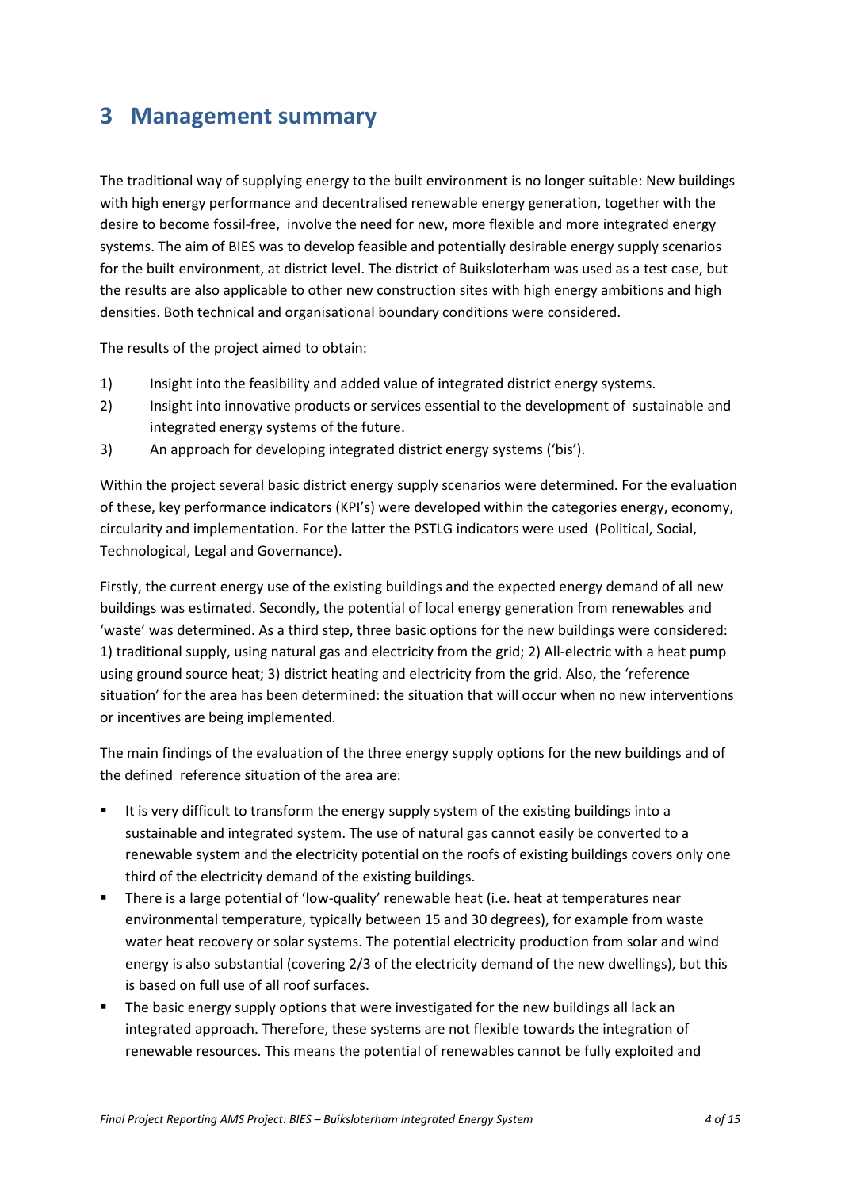# 3 Management summary

The traditional way of supplying energy to the built environment is no longer suitable: New buildings with high energy performance and decentralised renewable energy generation, together with the desire to become fossil-free, involve the need for new, more flexible and more integrated energy systems. The aim of BIES was to develop feasible and potentially desirable energy supply scenarios for the built environment, at district level. The district of Buiksloterham was used as a test case, but the results are also applicable to other new construction sites with high energy ambitions and high densities. Both technical and organisational boundary conditions were considered.

The results of the project aimed to obtain:

1) Insight into the feasibility and added value of integrated district energy systems.
2) Insight into innovative products or services essential to the development of sustainable and integrated energy systems of the future.
3) An approach for developing integrated district energy systems ('bis').

Within the project several basic district energy supply scenarios were determined. For the evaluation of these, key performance indicators (KPI's) were developed within the categories energy, economy, circularity and implementation. For the latter the PSTLG indicators were used (Political, Social, Technological, Legal and Governance).

Firstly, the current energy use of the existing buildings and the expected energy demand of all new buildings was estimated. Secondly, the potential of local energy generation from renewables and 'waste' was determined. As a third step, three basic options for the new buildings were considered: 1) traditional supply, using natural gas and electricity from the grid; 2) All-electric with a heat pump using ground source heat; 3) district heating and electricity from the grid. Also, the 'reference situation' for the area has been determined: the situation that will occur when no new interventions or incentives are being implemented.

The main findings of the evaluation of the three energy supply options for the new buildings and of the defined reference situation of the area are:

- It is very difficult to transform the energy supply system of the existing buildings into a sustainable and integrated system. The use of natural gas cannot easily be converted to a renewable system and the electricity potential on the roofs of existing buildings covers only one third of the electricity demand of the existing buildings.
- There is a large potential of 'low-quality' renewable heat (i.e. heat at temperatures near environmental temperature, typically between 15 and 30 degrees), for example from waste water heat recovery or solar systems. The potential electricity production from solar and wind energy is also substantial (covering 2/3 of the electricity demand of the new dwellings), but this is based on full use of all roof surfaces.
- The basic energy supply options that were investigated for the new buildings all lack an integrated approach. Therefore, these systems are not flexible towards the integration of renewable resources. This means the potential of renewables cannot be fully exploited and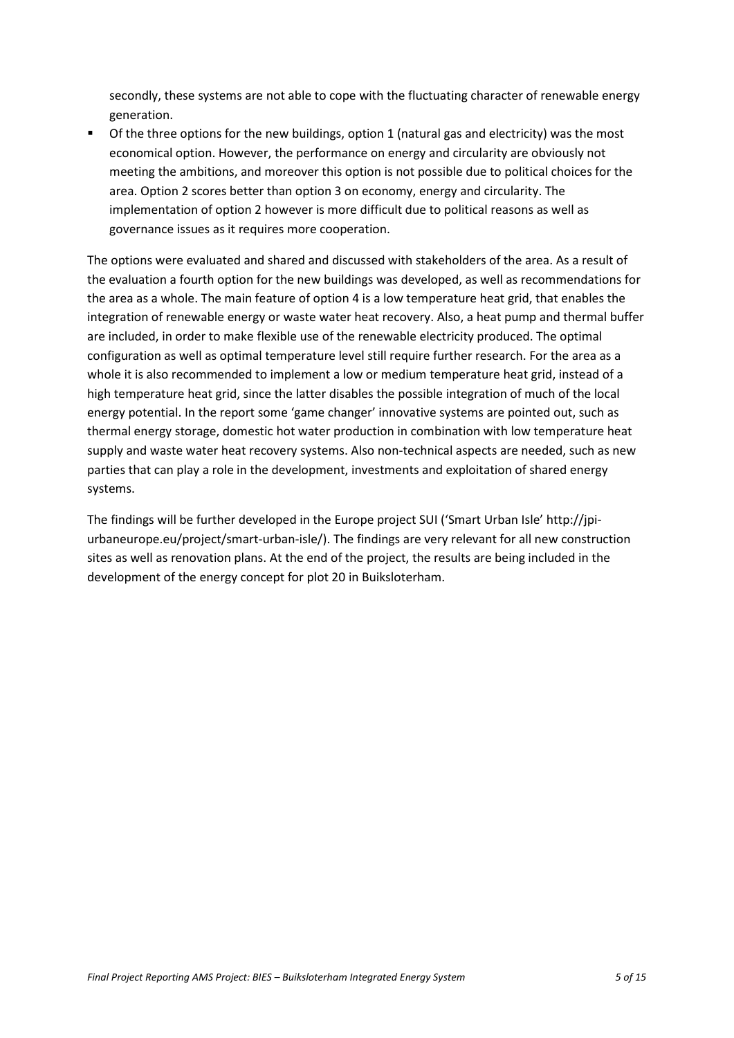secondly, these systems are not able to cope with the fluctuating character of renewable energy generation.

- Of the three options for the new buildings, option 1 (natural gas and electricity) was the most economical option. However, the performance on energy and circularity are obviously not meeting the ambitions, and moreover this option is not possible due to political choices for the area. Option 2 scores better than option 3 on economy, energy and circularity. The implementation of option 2 however is more difficult due to political reasons as well as governance issues as it requires more cooperation.

The options were evaluated and shared and discussed with stakeholders of the area. As a result of the evaluation a fourth option for the new buildings was developed, as well as recommendations for the area as a whole. The main feature of option 4 is a low temperature heat grid, that enables the integration of renewable energy or waste water heat recovery. Also, a heat pump and thermal buffer are included, in order to make flexible use of the renewable electricity produced. The optimal configuration as well as optimal temperature level still require further research. For the area as a whole it is also recommended to implement a low or medium temperature heat grid, instead of a high temperature heat grid, since the latter disables the possible integration of much of the local energy potential. In the report some 'game changer' innovative systems are pointed out, such as thermal energy storage, domestic hot water production in combination with low temperature heat supply and waste water heat recovery systems. Also non-technical aspects are needed, such as new parties that can play a role in the development, investments and exploitation of shared energy systems.

The findings will be further developed in the Europe project SUI ('Smart Urban Isle' http://jpi-urbaneurope.eu/project/smart-urban-isle/). The findings are very relevant for all new construction sites as well as renovation plans. At the end of the project, the results are being included in the development of the energy concept for plot 20 in Buiksloterham.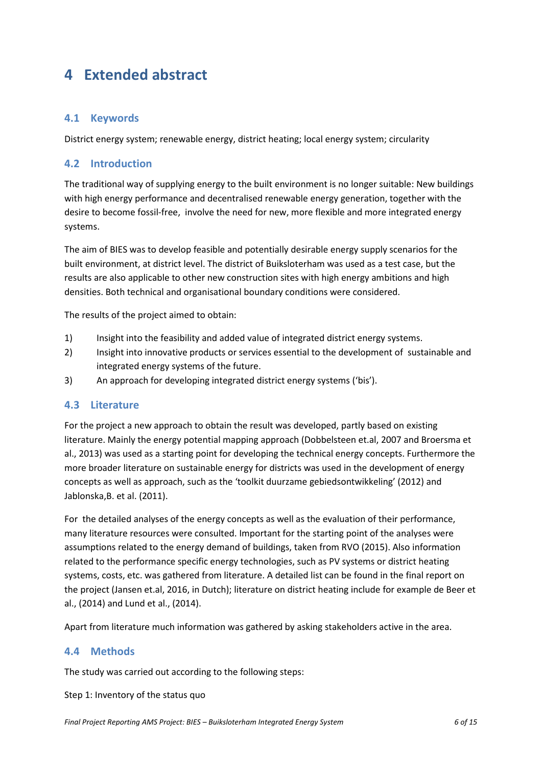# 4 Extended abstract

## 4.1 Keywords

District energy system; renewable energy, district heating; local energy system; circularity

## 4.2 Introduction

The traditional way of supplying energy to the built environment is no longer suitable: New buildings with high energy performance and decentralised renewable energy generation, together with the desire to become fossil-free, involve the need for new, more flexible and more integrated energy systems.

The aim of BIES was to develop feasible and potentially desirable energy supply scenarios for the built environment, at district level. The district of Buiksloterham was used as a test case, but the results are also applicable to other new construction sites with high energy ambitions and high densities. Both technical and organisational boundary conditions were considered.

The results of the project aimed to obtain:

1) Insight into the feasibility and added value of integrated district energy systems.
2) Insight into innovative products or services essential to the development of sustainable and integrated energy systems of the future.
3) An approach for developing integrated district energy systems ('bis').

## 4.3 Literature

For the project a new approach to obtain the result was developed, partly based on existing literature. Mainly the energy potential mapping approach (Dobbelsteen et.al, 2007 and Broersma et al., 2013) was used as a starting point for developing the technical energy concepts. Furthermore the more broader literature on sustainable energy for districts was used in the development of energy concepts as well as approach, such as the 'toolkit duurzame gebiedsontwikkeling' (2012) and Jablonska,B. et al. (2011).

For the detailed analyses of the energy concepts as well as the evaluation of their performance, many literature resources were consulted. Important for the starting point of the analyses were assumptions related to the energy demand of buildings, taken from RVO (2015). Also information related to the performance specific energy technologies, such as PV systems or district heating systems, costs, etc. was gathered from literature. A detailed list can be found in the final report on the project (Jansen et.al, 2016, in Dutch); literature on district heating include for example de Beer et al., (2014) and Lund et al., (2014).

Apart from literature much information was gathered by asking stakeholders active in the area.

## 4.4 Methods

The study was carried out according to the following steps:

Step 1: Inventory of the status quo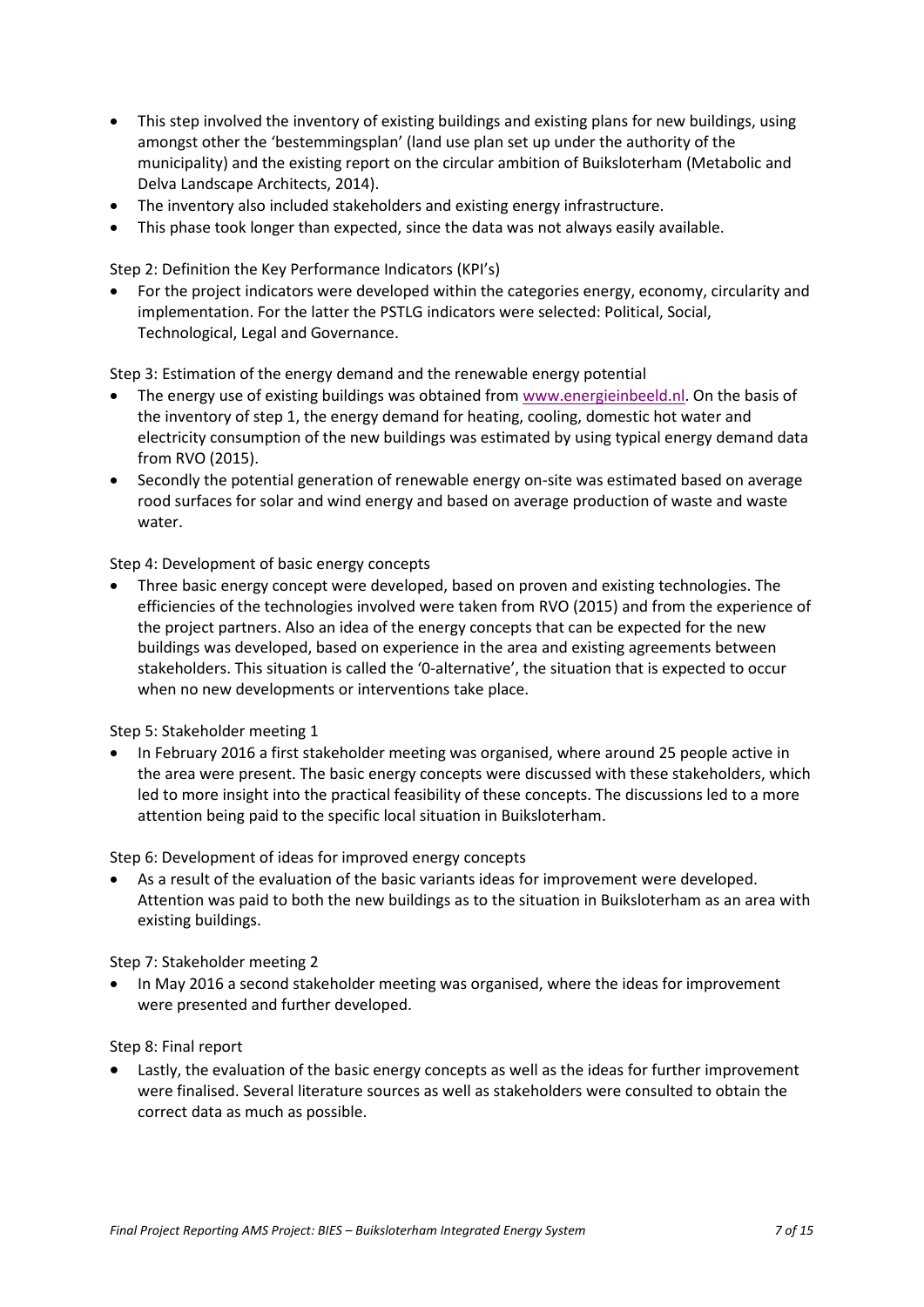- This step involved the inventory of existing buildings and existing plans for new buildings, using amongst other the 'bestemmingsplan' (land use plan set up under the authority of the municipality) and the existing report on the circular ambition of Buiksloterham (Metabolic and Delva Landscape Architects, 2014).
- The inventory also included stakeholders and existing energy infrastructure.
- This phase took longer than expected, since the data was not always easily available.

Step 2: Definition the Key Performance Indicators (KPI's)

- For the project indicators were developed within the categories energy, economy, circularity and implementation. For the latter the PSTLG indicators were selected: Political, Social, Technological, Legal and Governance.

Step 3: Estimation of the energy demand and the renewable energy potential

- The energy use of existing buildings was obtained from [www.energieinbeeld.nl](http://www.energieinbeeld.nl). On the basis of the inventory of step 1, the energy demand for heating, cooling, domestic hot water and electricity consumption of the new buildings was estimated by using typical energy demand data from RVO (2015).
- Secondly the potential generation of renewable energy on-site was estimated based on average rood surfaces for solar and wind energy and based on average production of waste and waste water.

Step 4: Development of basic energy concepts

- Three basic energy concept were developed, based on proven and existing technologies. The efficiencies of the technologies involved were taken from RVO (2015) and from the experience of the project partners. Also an idea of the energy concepts that can be expected for the new buildings was developed, based on experience in the area and existing agreements between stakeholders. This situation is called the '0-alternative', the situation that is expected to occur when no new developments or interventions take place.

Step 5: Stakeholder meeting 1

- In February 2016 a first stakeholder meeting was organised, where around 25 people active in the area were present. The basic energy concepts were discussed with these stakeholders, which led to more insight into the practical feasibility of these concepts. The discussions led to a more attention being paid to the specific local situation in Buiksloterham.

Step 6: Development of ideas for improved energy concepts

- As a result of the evaluation of the basic variants ideas for improvement were developed. Attention was paid to both the new buildings as to the situation in Buiksloterham as an area with existing buildings.

Step 7: Stakeholder meeting 2

- In May 2016 a second stakeholder meeting was organised, where the ideas for improvement were presented and further developed.

Step 8: Final report

- Lastly, the evaluation of the basic energy concepts as well as the ideas for further improvement were finalised. Several literature sources as well as stakeholders were consulted to obtain the correct data as much as possible.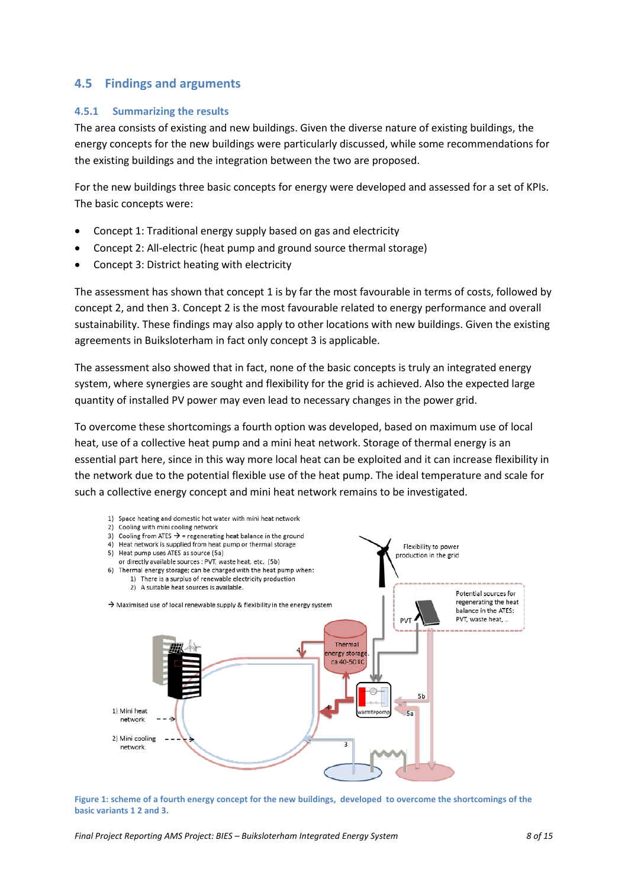## 4.5 Findings and arguments

### 4.5.1 Summarizing the results

The area consists of existing and new buildings. Given the diverse nature of existing buildings, the energy concepts for the new buildings were particularly discussed, while some recommendations for the existing buildings and the integration between the two are proposed.

For the new buildings three basic concepts for energy were developed and assessed for a set of KPIs. The basic concepts were:

- Concept 1: Traditional energy supply based on gas and electricity
- Concept 2: All-electric (heat pump and ground source thermal storage)
- Concept 3: District heating with electricity

The assessment has shown that concept 1 is by far the most favourable in terms of costs, followed by concept 2, and then 3. Concept 2 is the most favourable related to energy performance and overall sustainability. These findings may also apply to other locations with new buildings. Given the existing agreements in Buiksloterham in fact only concept 3 is applicable.

The assessment also showed that in fact, none of the basic concepts is truly an integrated energy system, where synergies are sought and flexibility for the grid is achieved. Also the expected large quantity of installed PV power may even lead to necessary changes in the power grid.

To overcome these shortcomings a fourth option was developed, based on maximum use of local heat, use of a collective heat pump and a mini heat network. Storage of thermal energy is an essential part here, since in this way more local heat can be exploited and it can increase flexibility in the network due to the potential flexible use of the heat pump. The ideal temperature and scale for such a collective energy concept and mini heat network remains to be investigated.

1) Space heating and domestic hot water with mini heat network
2) Cooling with mini cooling network
3) Cooling from ATES → = regenerating heat balance in the ground
4) Heat network is supplied from heat pump or thermal storage
5) Heat pump uses ATES as source (5a) or directly available sources : PVT, waste heat, etc. (5b)
6) Thermal energy storage; can be charged with the heat pump when:
   1) There is a surplus of renewable electricity production
   2) A suitable heat sources is available.

→ Maximised use of local renewable supply & flexibility in the energy system

Flexibility to power production in the grid

Potential sources for regenerating the heat balance in the ATES: PVT, waste heat, ..

PVT

Thermal energy storage, ca 40-50 ºC

warmtepomp

1) Mini heat network

2) Mini cooling network

**Figure 1: scheme of a fourth energy concept for the new buildings, developed to overcome the shortcomings of the basic variants 1 2 and 3.**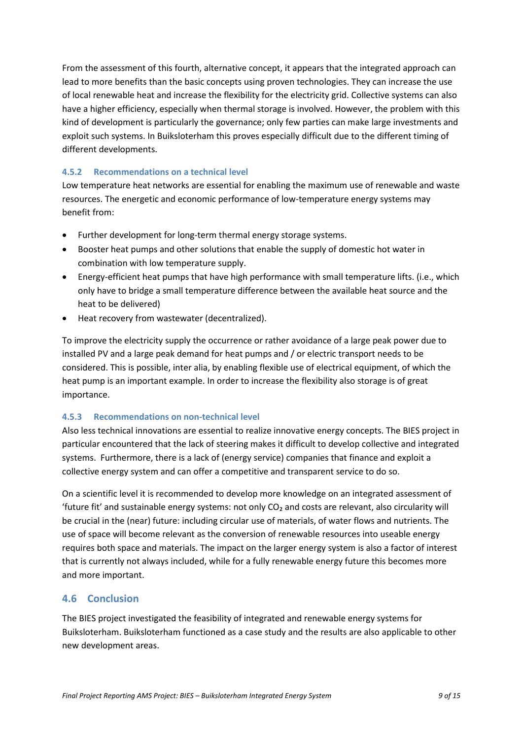From the assessment of this fourth, alternative concept, it appears that the integrated approach can lead to more benefits than the basic concepts using proven technologies. They can increase the use of local renewable heat and increase the flexibility for the electricity grid. Collective systems can also have a higher efficiency, especially when thermal storage is involved. However, the problem with this kind of development is particularly the governance; only few parties can make large investments and exploit such systems. In Buiksloterham this proves especially difficult due to the different timing of different developments.

### 4.5.2 Recommendations on a technical level

Low temperature heat networks are essential for enabling the maximum use of renewable and waste resources. The energetic and economic performance of low-temperature energy systems may benefit from:

- Further development for long-term thermal energy storage systems.
- Booster heat pumps and other solutions that enable the supply of domestic hot water in combination with low temperature supply.
- Energy-efficient heat pumps that have high performance with small temperature lifts. (i.e., which only have to bridge a small temperature difference between the available heat source and the heat to be delivered)
- Heat recovery from wastewater (decentralized).

To improve the electricity supply the occurrence or rather avoidance of a large peak power due to installed PV and a large peak demand for heat pumps and / or electric transport needs to be considered. This is possible, inter alia, by enabling flexible use of electrical equipment, of which the heat pump is an important example. In order to increase the flexibility also storage is of great importance.

### 4.5.3 Recommendations on non-technical level

Also less technical innovations are essential to realize innovative energy concepts. The BIES project in particular encountered that the lack of steering makes it difficult to develop collective and integrated systems. Furthermore, there is a lack of (energy service) companies that finance and exploit a collective energy system and can offer a competitive and transparent service to do so.

On a scientific level it is recommended to develop more knowledge on an integrated assessment of 'future fit' and sustainable energy systems: not only $CO_2$ and costs are relevant, also circularity will be crucial in the (near) future: including circular use of materials, of water flows and nutrients. The use of space will become relevant as the conversion of renewable resources into useable energy requires both space and materials. The impact on the larger energy system is also a factor of interest that is currently not always included, while for a fully renewable energy future this becomes more and more important.

## 4.6 Conclusion

The BIES project investigated the feasibility of integrated and renewable energy systems for Buiksloterham. Buiksloterham functioned as a case study and the results are also applicable to other new development areas.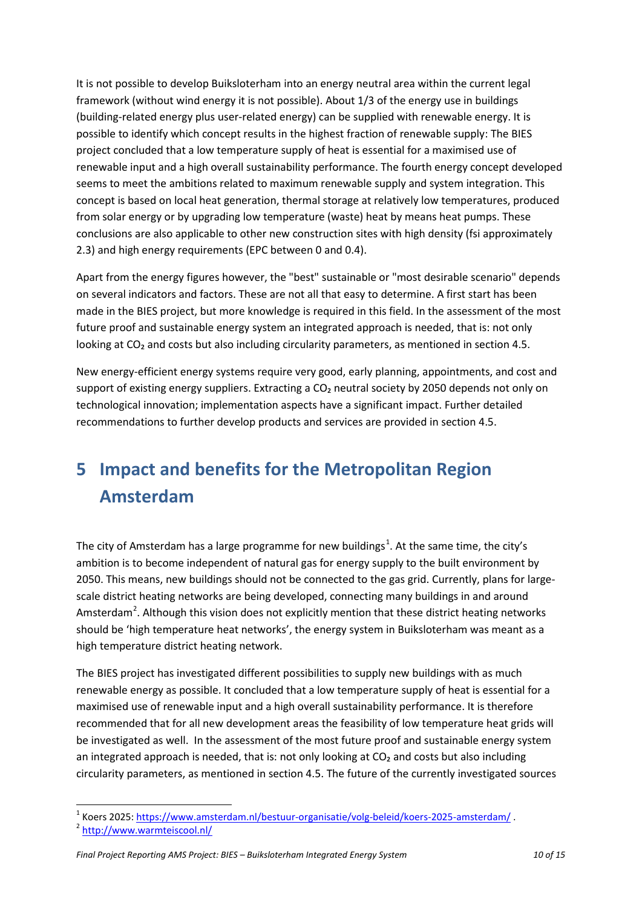It is not possible to develop Buiksloterham into an energy neutral area within the current legal framework (without wind energy it is not possible). About 1/3 of the energy use in buildings (building-related energy plus user-related energy) can be supplied with renewable energy. It is possible to identify which concept results in the highest fraction of renewable supply: The BIES project concluded that a low temperature supply of heat is essential for a maximised use of renewable input and a high overall sustainability performance. The fourth energy concept developed seems to meet the ambitions related to maximum renewable supply and system integration. This concept is based on local heat generation, thermal storage at relatively low temperatures, produced from solar energy or by upgrading low temperature (waste) heat by means heat pumps. These conclusions are also applicable to other new construction sites with high density (fsi approximately 2.3) and high energy requirements (EPC between 0 and 0.4).

Apart from the energy figures however, the "best" sustainable or "most desirable scenario" depends on several indicators and factors. These are not all that easy to determine. A first start has been made in the BIES project, but more knowledge is required in this field. In the assessment of the most future proof and sustainable energy system an integrated approach is needed, that is: not only looking at $CO_2$ and costs but also including circularity parameters, as mentioned in section 4.5.

New energy-efficient energy systems require very good, early planning, appointments, and cost and support of existing energy suppliers. Extracting a $CO_2$ neutral society by 2050 depends not only on technological innovation; implementation aspects have a significant impact. Further detailed recommendations to further develop products and services are provided in section 4.5.

# 5 Impact and benefits for the Metropolitan Region Amsterdam

The city of Amsterdam has a large programme for new buildings[1]. At the same time, the city's ambition is to become independent of natural gas for energy supply to the built environment by 2050. This means, new buildings should not be connected to the gas grid. Currently, plans for large-scale district heating networks are being developed, connecting many buildings in and around Amsterdam[2]. Although this vision does not explicitly mention that these district heating networks should be 'high temperature heat networks', the energy system in Buiksloterham was meant as a high temperature district heating network.

The BIES project has investigated different possibilities to supply new buildings with as much renewable energy as possible. It concluded that a low temperature supply of heat is essential for a maximised use of renewable input and a high overall sustainability performance. It is therefore recommended that for all new development areas the feasibility of low temperature heat grids will be investigated as well. In the assessment of the most future proof and sustainable energy system an integrated approach is needed, that is: not only looking at $CO_2$ and costs but also including circularity parameters, as mentioned in section 4.5. The future of the currently investigated sources

[1] Koers 2025: https://www.amsterdam.nl/bestuur-organisatie/volg-beleid/koers-2025-amsterdam/ .

[2] http://www.warmteiscool.nl/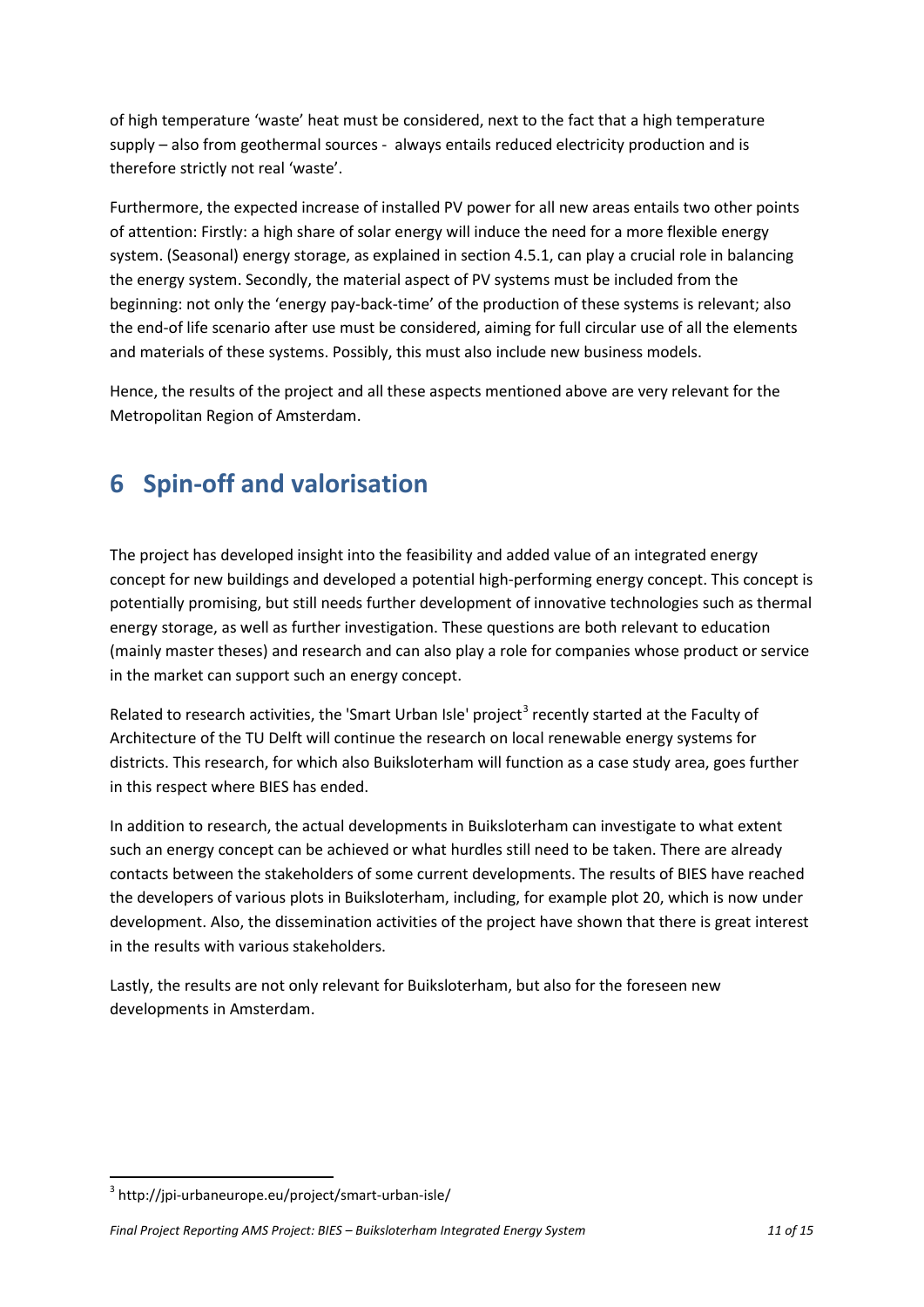of high temperature 'waste' heat must be considered, next to the fact that a high temperature supply – also from geothermal sources - always entails reduced electricity production and is therefore strictly not real 'waste'.

Furthermore, the expected increase of installed PV power for all new areas entails two other points of attention: Firstly: a high share of solar energy will induce the need for a more flexible energy system. (Seasonal) energy storage, as explained in section 4.5.1, can play a crucial role in balancing the energy system. Secondly, the material aspect of PV systems must be included from the beginning: not only the 'energy pay-back-time' of the production of these systems is relevant; also the end-of life scenario after use must be considered, aiming for full circular use of all the elements and materials of these systems. Possibly, this must also include new business models.

Hence, the results of the project and all these aspects mentioned above are very relevant for the Metropolitan Region of Amsterdam.

# 6 Spin-off and valorisation

The project has developed insight into the feasibility and added value of an integrated energy concept for new buildings and developed a potential high-performing energy concept. This concept is potentially promising, but still needs further development of innovative technologies such as thermal energy storage, as well as further investigation. These questions are both relevant to education (mainly master theses) and research and can also play a role for companies whose product or service in the market can support such an energy concept.

Related to research activities, the 'Smart Urban Isle' project[3] recently started at the Faculty of Architecture of the TU Delft will continue the research on local renewable energy systems for districts. This research, for which also Buiksloterham will function as a case study area, goes further in this respect where BIES has ended.

In addition to research, the actual developments in Buiksloterham can investigate to what extent such an energy concept can be achieved or what hurdles still need to be taken. There are already contacts between the stakeholders of some current developments. The results of BIES have reached the developers of various plots in Buiksloterham, including, for example plot 20, which is now under development. Also, the dissemination activities of the project have shown that there is great interest in the results with various stakeholders.

Lastly, the results are not only relevant for Buiksloterham, but also for the foreseen new developments in Amsterdam.

[3] http://jpi-urbaneurope.eu/project/smart-urban-isle/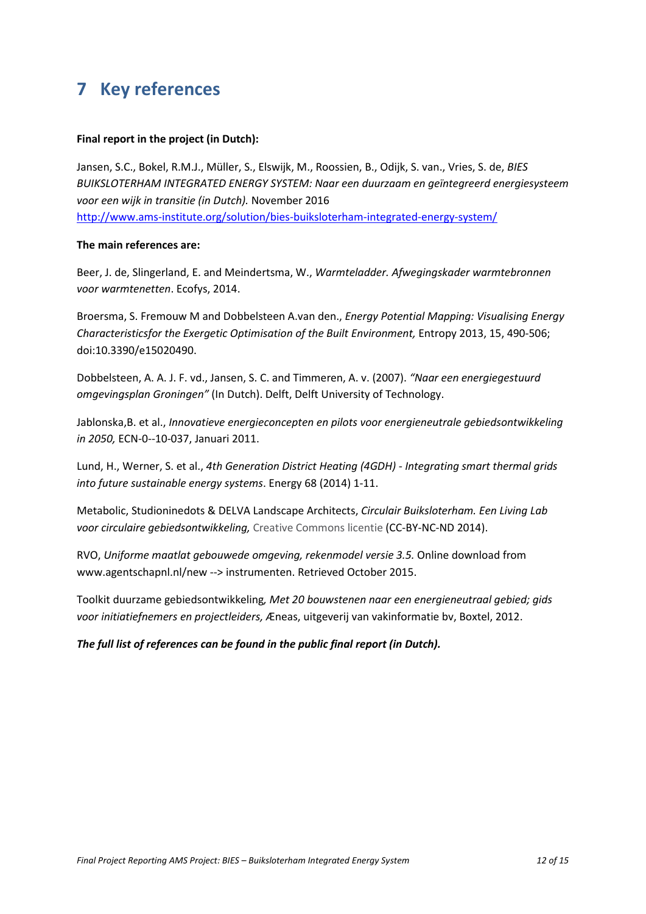# 7 Key references

**Final report in the project (in Dutch):**

Jansen, S.C., Bokel, R.M.J., Müller, S., Elswijk, M., Roossien, B., Odijk, S. van., Vries, S. de, *BIES BUIKSLOTERHAM INTEGRATED ENERGY SYSTEM: Naar een duurzaam en geïntegreerd energiesysteem voor een wijk in transitie (in Dutch).* November 2016
http://www.ams-institute.org/solution/bies-buiksloterham-integrated-energy-system/

**The main references are:**

Beer, J. de, Slingerland, E. and Meindertsma, W., *Warmteladder. Afwegingskader warmtebronnen voor warmtenetten*. Ecofys, 2014.

Broersma, S. Fremouw M and Dobbelsteen A.van den., *Energy Potential Mapping: Visualising Energy Characteristicsfor the Exergetic Optimisation of the Built Environment,* Entropy 2013, 15, 490-506; doi:10.3390/e15020490.

Dobbelsteen, A. A. J. F. vd., Jansen, S. C. and Timmeren, A. v. (2007). *"Naar een energiegestuurd omgevingsplan Groningen"* (In Dutch). Delft, Delft University of Technology.

Jablonska,B. et al., *Innovatieve energieconcepten en pilots voor energieneutrale gebiedsontwikkeling in 2050,* ECN-0--10-037, Januari 2011.

Lund, H., Werner, S. et al., *4th Generation District Heating (4GDH) - Integrating smart thermal grids into future sustainable energy systems*. Energy 68 (2014) 1-11.

Metabolic, Studioninedots & DELVA Landscape Architects, *Circulair Buiksloterham. Een Living Lab voor circulaire gebiedsontwikkeling,* Creative Commons licentie (CC-BY-NC-ND 2014).

RVO, *Uniforme maatlat gebouwede omgeving, rekenmodel versie 3.5.* Online download from www.agentschapnl.nl/new --> instrumenten. Retrieved October 2015.

Toolkit duurzame gebiedsontwikkeling*, Met 20 bouwstenen naar een energieneutraal gebied; gids voor initiatiefnemers en projectleiders,* Æneas, uitgeverij van vakinformatie bv, Boxtel, 2012.

***The full list of references can be found in the public final report (in Dutch).***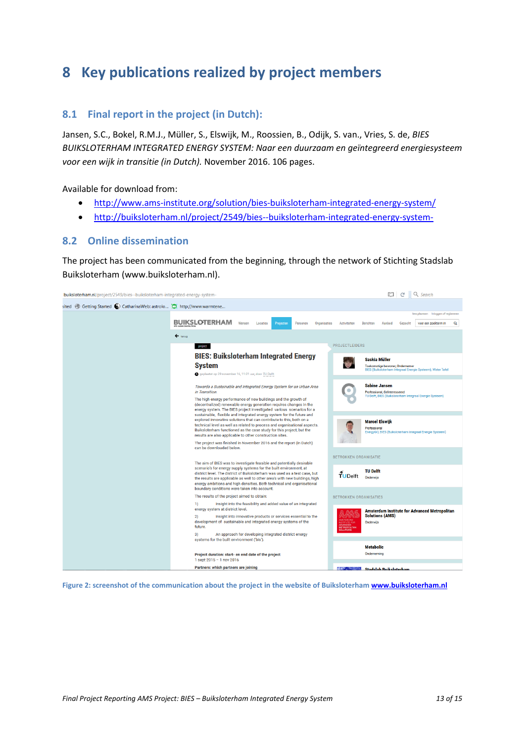# 8 Key publications realized by project members

## 8.1 Final report in the project (in Dutch):

Jansen, S.C., Bokel, R.M.J., Müller, S., Elswijk, M., Roossien, B., Odijk, S. van., Vries, S. de, *BIES BUIKSLOTERHAM INTEGRATED ENERGY SYSTEM: Naar een duurzaam en geïntegreerd energiesysteem voor een wijk in transitie (in Dutch).* November 2016. 106 pages.

Available for download from:

- http://www.ams-institute.org/solution/bies-buiksloterham-integrated-energy-system/
- http://buiksloterham.nl/project/2549/bies--buiksloterham-integrated-energy-system-

## 8.2 Online dissemination

The project has been communicated from the beginning, through the network of Stichting Stadslab Buiksloterham (www.buiksloterham.nl).

**Figure 2: screenshot of the communication about the project in the website of Buiksloterham www.buiksloterham.nl**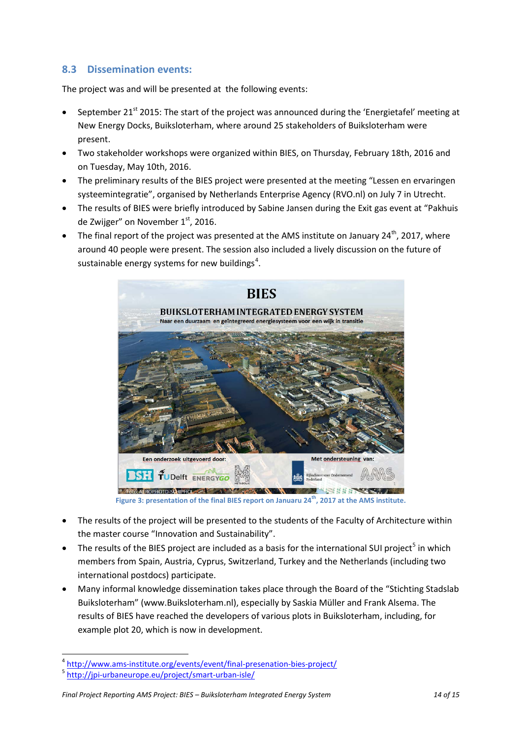## 8.3 Dissemination events:

The project was and will be presented at the following events:

- September 21st 2015: The start of the project was announced during the 'Energietafel' meeting at New Energy Docks, Buiksloterham, where around 25 stakeholders of Buiksloterham were present.
- Two stakeholder workshops were organized within BIES, on Thursday, February 18th, 2016 and on Tuesday, May 10th, 2016.
- The preliminary results of the BIES project were presented at the meeting "Lessen en ervaringen systeemintegratie", organised by Netherlands Enterprise Agency (RVO.nl) on July 7 in Utrecht.
- The results of BIES were briefly introduced by Sabine Jansen during the Exit gas event at "Pakhuis de Zwijger" on November 1st, 2016.
- The final report of the project was presented at the AMS institute on January 24th, 2017, where around 40 people were present. The session also included a lively discussion on the future of sustainable energy systems for new buildings[4].

Figure 3: presentation of the final BIES report on Januaru 24th, 2017 at the AMS institute.

- The results of the project will be presented to the students of the Faculty of Architecture within the master course "Innovation and Sustainability".
- The results of the BIES project are included as a basis for the international SUI project[5] in which members from Spain, Austria, Cyprus, Switzerland, Turkey and the Netherlands (including two international postdocs) participate.
- Many informal knowledge dissemination takes place through the Board of the "Stichting Stadslab Buiksloterham" (www.Buiksloterham.nl), especially by Saskia Müller and Frank Alsema. The results of BIES have reached the developers of various plots in Buiksloterham, including, for example plot 20, which is now in development.

[4] http://www.ams-institute.org/events/event/final-presenation-bies-project/

[5] http://jpi-urbaneurope.eu/project/smart-urban-isle/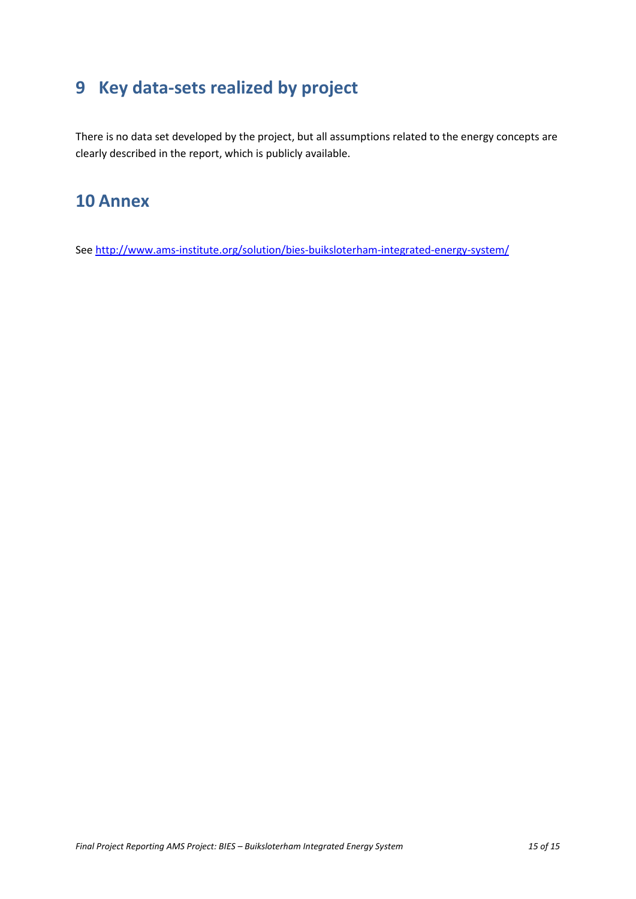# 9 Key data-sets realized by project

There is no data set developed by the project, but all assumptions related to the energy concepts are clearly described in the report, which is publicly available.

# 10 Annex

See http://www.ams-institute.org/solution/bies-buiksloterham-integrated-energy-system/